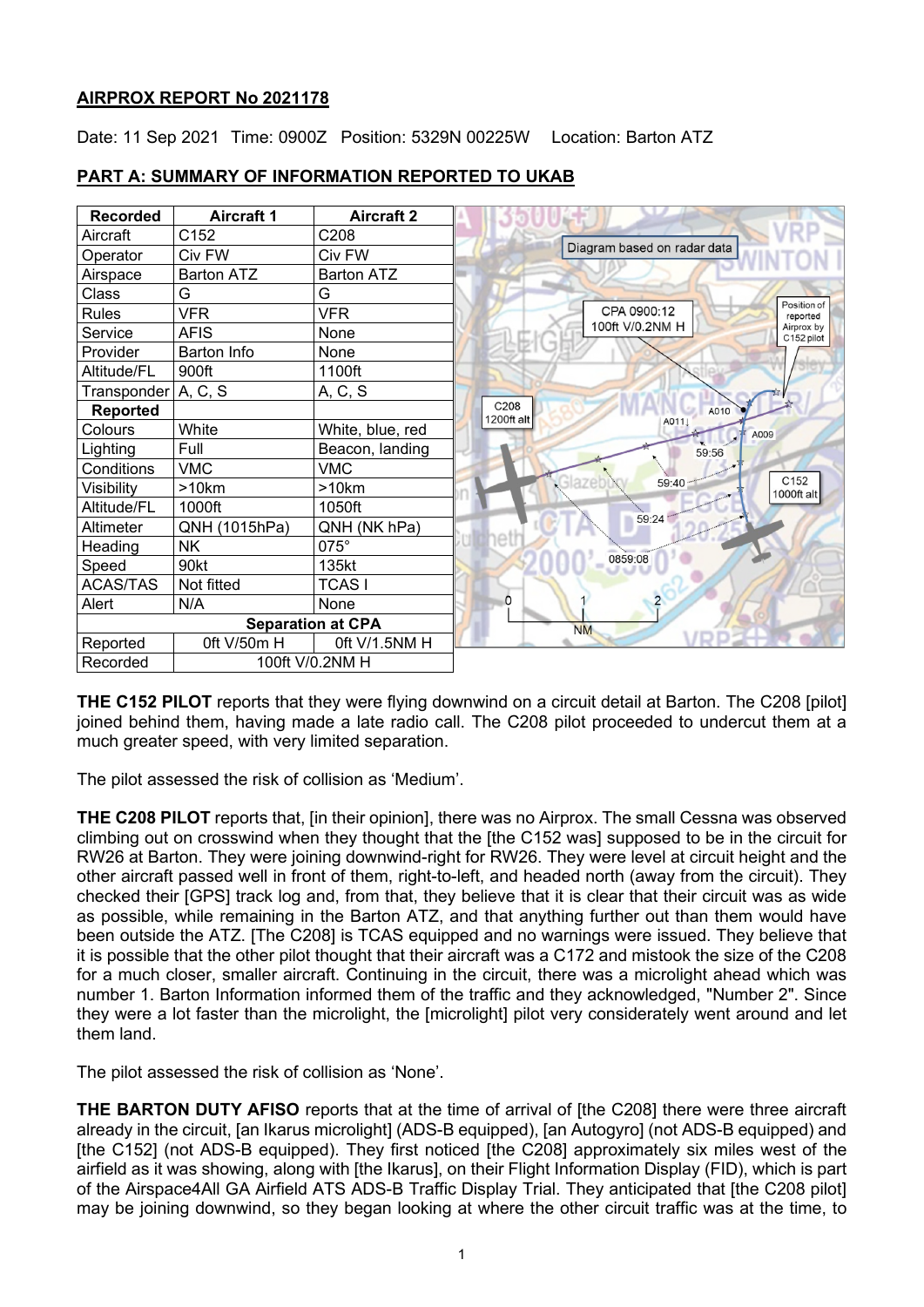**AIRPROX REPORT No 2021178**

Date: 11 Sep 2021 Time: 0900Z Position: 5329N 00225W Location: Barton ATZ

**PART A: SUMMARY OF INFORMATION REPORTED TO UKAB**

| Recorded | Aircraft 1 | Aircraft 2 |
|---|---|---|
| Aircraft | C152 | C208 |
| Operator | Civ FW | Civ FW |
| Airspace | Barton ATZ | Barton ATZ |
| Class | G | G |
| Rules | VFR | VFR |
| Service | AFIS | None |
| Provider | Barton Info | None |
| Altitude/FL | 900ft | 1100ft |
| Transponder | A, C, S | A, C, S |
| **Reported** | | |
| Colours | White | White, blue, red |
| Lighting | Full | Beacon, landing |
| Conditions | VMC | VMC |
| Visibility | >10km | >10km |
| Altitude/FL | 1000ft | 1050ft |
| Altimeter | QNH (1015hPa) | QNH (NK hPa) |
| Heading | NK | 075° |
| Speed | 90kt | 135kt |
| ACAS/TAS | Not fitted | TCAS I |
| Alert | N/A | None |
| **Separation at CPA** | | |
| Reported | 0ft V/50m H | 0ft V/1.5NM H |
| Recorded | 100ft V/0.2NM H | |

Diagram based on radar data

**THE C152 PILOT** reports that they were flying downwind on a circuit detail at Barton. The C208 [pilot] joined behind them, having made a late radio call. The C208 pilot proceeded to undercut them at a much greater speed, with very limited separation.

The pilot assessed the risk of collision as 'Medium'.

**THE C208 PILOT** reports that, [in their opinion], there was no Airprox. The small Cessna was observed climbing out on crosswind when they thought that the [the C152 was] supposed to be in the circuit for RW26 at Barton. They were joining downwind-right for RW26. They were level at circuit height and the other aircraft passed well in front of them, right-to-left, and headed north (away from the circuit). They checked their [GPS] track log and, from that, they believe that it is clear that their circuit was as wide as possible, while remaining in the Barton ATZ, and that anything further out than them would have been outside the ATZ. [The C208] is TCAS equipped and no warnings were issued. They believe that it is possible that the other pilot thought that their aircraft was a C172 and mistook the size of the C208 for a much closer, smaller aircraft. Continuing in the circuit, there was a microlight ahead which was number 1. Barton Information informed them of the traffic and they acknowledged, "Number 2". Since they were a lot faster than the microlight, the [microlight] pilot very considerately went around and let them land.

The pilot assessed the risk of collision as 'None'.

**THE BARTON DUTY AFISO** reports that at the time of arrival of [the C208] there were three aircraft already in the circuit, [an Ikarus microlight] (ADS-B equipped), [an Autogyro] (not ADS-B equipped) and [the C152] (not ADS-B equipped). They first noticed [the C208] approximately six miles west of the airfield as it was showing, along with [the Ikarus], on their Flight Information Display (FID), which is part of the Airspace4All GA Airfield ATS ADS-B Traffic Display Trial. They anticipated that [the C208 pilot] may be joining downwind, so they began looking at where the other circuit traffic was at the time, to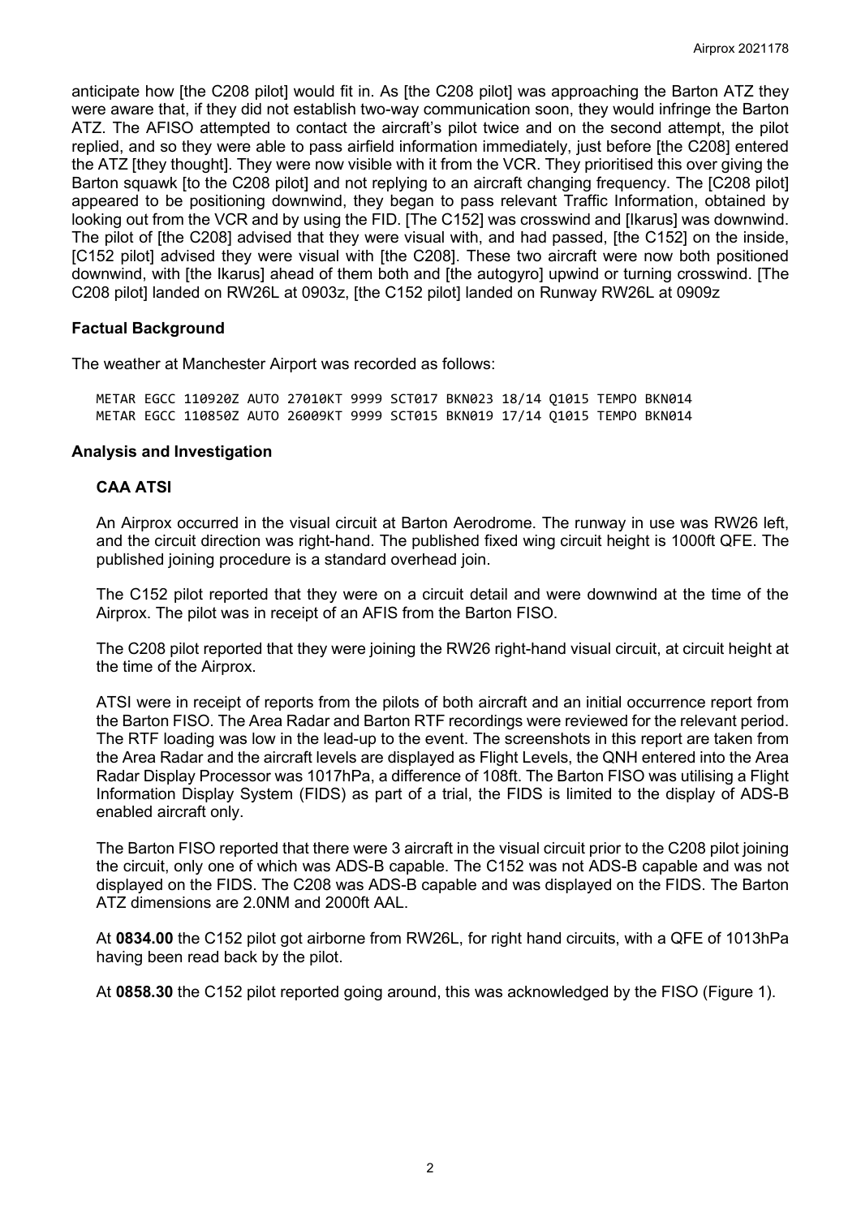anticipate how [the C208 pilot] would fit in. As [the C208 pilot] was approaching the Barton ATZ they were aware that, if they did not establish two-way communication soon, they would infringe the Barton ATZ. The AFISO attempted to contact the aircraft's pilot twice and on the second attempt, the pilot replied, and so they were able to pass airfield information immediately, just before [the C208] entered the ATZ [they thought]. They were now visible with it from the VCR. They prioritised this over giving the Barton squawk [to the C208 pilot] and not replying to an aircraft changing frequency. The [C208 pilot] appeared to be positioning downwind, they began to pass relevant Traffic Information, obtained by looking out from the VCR and by using the FID. [The C152] was crosswind and [Ikarus] was downwind. The pilot of [the C208] advised that they were visual with, and had passed, [the C152] on the inside, [C152 pilot] advised they were visual with [the C208]. These two aircraft were now both positioned downwind, with [the Ikarus] ahead of them both and [the autogyro] upwind or turning crosswind. [The C208 pilot] landed on RW26L at 0903z, [the C152 pilot] landed on Runway RW26L at 0909z

### Factual Background

The weather at Manchester Airport was recorded as follows:

```
METAR EGCC 110920Z AUTO 27010KT 9999 SCT017 BKN023 18/14 Q1015 TEMPO BKN014
METAR EGCC 110850Z AUTO 26009KT 9999 SCT015 BKN019 17/14 Q1015 TEMPO BKN014
```

### Analysis and Investigation

#### CAA ATSI

An Airprox occurred in the visual circuit at Barton Aerodrome. The runway in use was RW26 left, and the circuit direction was right-hand. The published fixed wing circuit height is 1000ft QFE. The published joining procedure is a standard overhead join.

The C152 pilot reported that they were on a circuit detail and were downwind at the time of the Airprox. The pilot was in receipt of an AFIS from the Barton FISO.

The C208 pilot reported that they were joining the RW26 right-hand visual circuit, at circuit height at the time of the Airprox.

ATSI were in receipt of reports from the pilots of both aircraft and an initial occurrence report from the Barton FISO. The Area Radar and Barton RTF recordings were reviewed for the relevant period. The RTF loading was low in the lead-up to the event. The screenshots in this report are taken from the Area Radar and the aircraft levels are displayed as Flight Levels, the QNH entered into the Area Radar Display Processor was 1017hPa, a difference of 108ft. The Barton FISO was utilising a Flight Information Display System (FIDS) as part of a trial, the FIDS is limited to the display of ADS-B enabled aircraft only.

The Barton FISO reported that there were 3 aircraft in the visual circuit prior to the C208 pilot joining the circuit, only one of which was ADS-B capable. The C152 was not ADS-B capable and was not displayed on the FIDS. The C208 was ADS-B capable and was displayed on the FIDS. The Barton ATZ dimensions are 2.0NM and 2000ft AAL.

At **0834.00** the C152 pilot got airborne from RW26L, for right hand circuits, with a QFE of 1013hPa having been read back by the pilot.

At **0858.30** the C152 pilot reported going around, this was acknowledged by the FISO (Figure 1).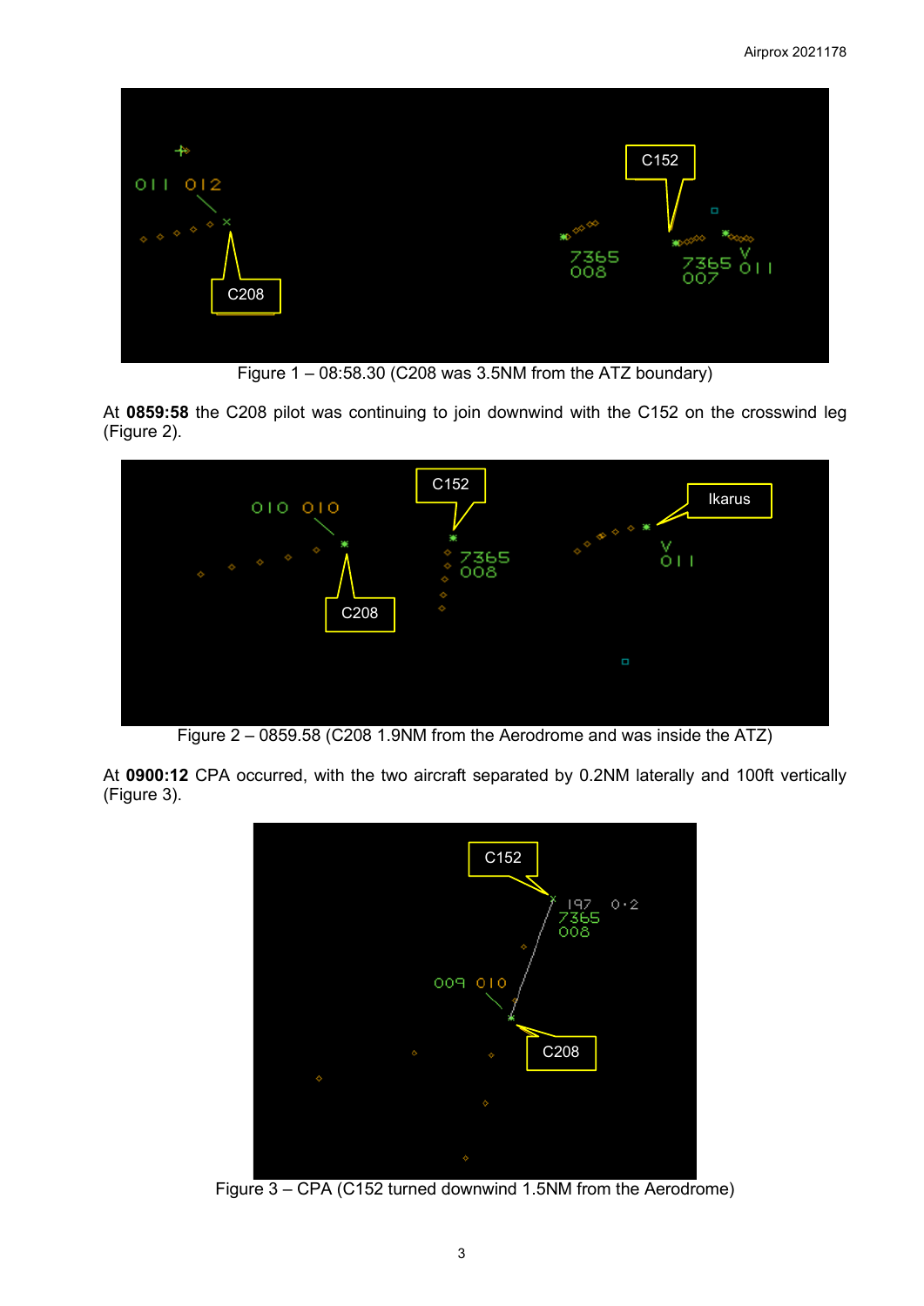Figure 1 – 08:58.30 (C208 was 3.5NM from the ATZ boundary)

At **0859:58** the C208 pilot was continuing to join downwind with the C152 on the crosswind leg (Figure 2).

Figure 2 – 0859.58 (C208 1.9NM from the Aerodrome and was inside the ATZ)

At **0900:12** CPA occurred, with the two aircraft separated by 0.2NM laterally and 100ft vertically (Figure 3).

Figure 3 – CPA (C152 turned downwind 1.5NM from the Aerodrome)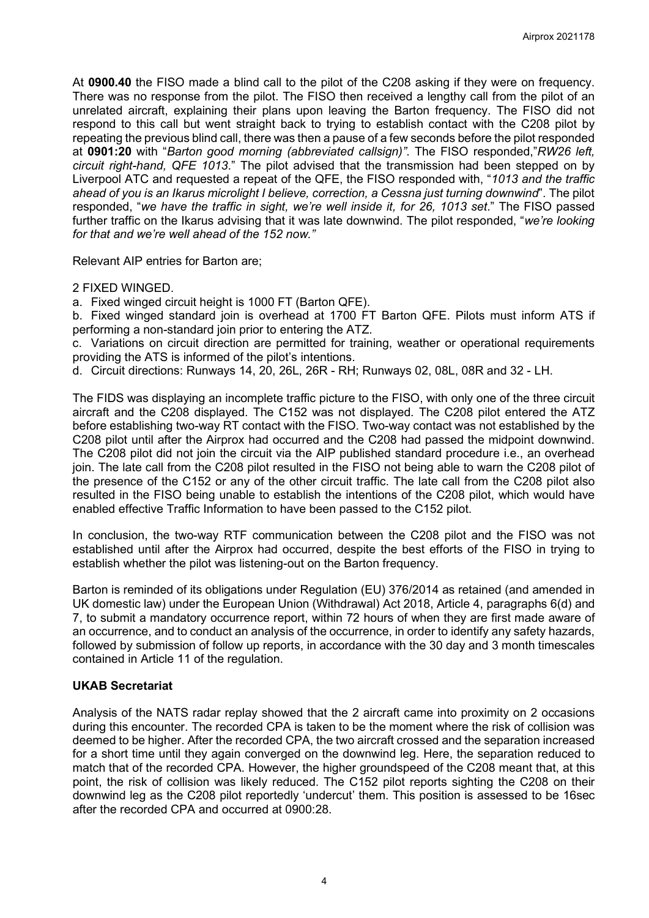At **0900.40** the FISO made a blind call to the pilot of the C208 asking if they were on frequency. There was no response from the pilot. The FISO then received a lengthy call from the pilot of an unrelated aircraft, explaining their plans upon leaving the Barton frequency. The FISO did not respond to this call but went straight back to trying to establish contact with the C208 pilot by repeating the previous blind call, there was then a pause of a few seconds before the pilot responded at **0901:20** with "*Barton good morning (abbreviated callsign)"*. The FISO responded,"*RW26 left, circuit right-hand, QFE 1013*." The pilot advised that the transmission had been stepped on by Liverpool ATC and requested a repeat of the QFE, the FISO responded with, "*1013 and the traffic ahead of you is an Ikarus microlight I believe, correction, a Cessna just turning downwind*". The pilot responded, "*we have the traffic in sight, we're well inside it, for 26, 1013 set*." The FISO passed further traffic on the Ikarus advising that it was late downwind. The pilot responded, "*we're looking for that and we're well ahead of the 152 now."*

Relevant AIP entries for Barton are;

2 FIXED WINGED.

a. Fixed winged circuit height is 1000 FT (Barton QFE).

b. Fixed winged standard join is overhead at 1700 FT Barton QFE. Pilots must inform ATS if performing a non-standard join prior to entering the ATZ.

c. Variations on circuit direction are permitted for training, weather or operational requirements providing the ATS is informed of the pilot's intentions.

d. Circuit directions: Runways 14, 20, 26L, 26R - RH; Runways 02, 08L, 08R and 32 - LH.

The FIDS was displaying an incomplete traffic picture to the FISO, with only one of the three circuit aircraft and the C208 displayed. The C152 was not displayed. The C208 pilot entered the ATZ before establishing two-way RT contact with the FISO. Two-way contact was not established by the C208 pilot until after the Airprox had occurred and the C208 had passed the midpoint downwind. The C208 pilot did not join the circuit via the AIP published standard procedure i.e., an overhead join. The late call from the C208 pilot resulted in the FISO not being able to warn the C208 pilot of the presence of the C152 or any of the other circuit traffic. The late call from the C208 pilot also resulted in the FISO being unable to establish the intentions of the C208 pilot, which would have enabled effective Traffic Information to have been passed to the C152 pilot.

In conclusion, the two-way RTF communication between the C208 pilot and the FISO was not established until after the Airprox had occurred, despite the best efforts of the FISO in trying to establish whether the pilot was listening-out on the Barton frequency.

Barton is reminded of its obligations under Regulation (EU) 376/2014 as retained (and amended in UK domestic law) under the European Union (Withdrawal) Act 2018, Article 4, paragraphs 6(d) and 7, to submit a mandatory occurrence report, within 72 hours of when they are first made aware of an occurrence, and to conduct an analysis of the occurrence, in order to identify any safety hazards, followed by submission of follow up reports, in accordance with the 30 day and 3 month timescales contained in Article 11 of the regulation.

### UKAB Secretariat

Analysis of the NATS radar replay showed that the 2 aircraft came into proximity on 2 occasions during this encounter. The recorded CPA is taken to be the moment where the risk of collision was deemed to be higher. After the recorded CPA, the two aircraft crossed and the separation increased for a short time until they again converged on the downwind leg. Here, the separation reduced to match that of the recorded CPA. However, the higher groundspeed of the C208 meant that, at this point, the risk of collision was likely reduced. The C152 pilot reports sighting the C208 on their downwind leg as the C208 pilot reportedly 'undercut' them. This position is assessed to be 16sec after the recorded CPA and occurred at 0900:28.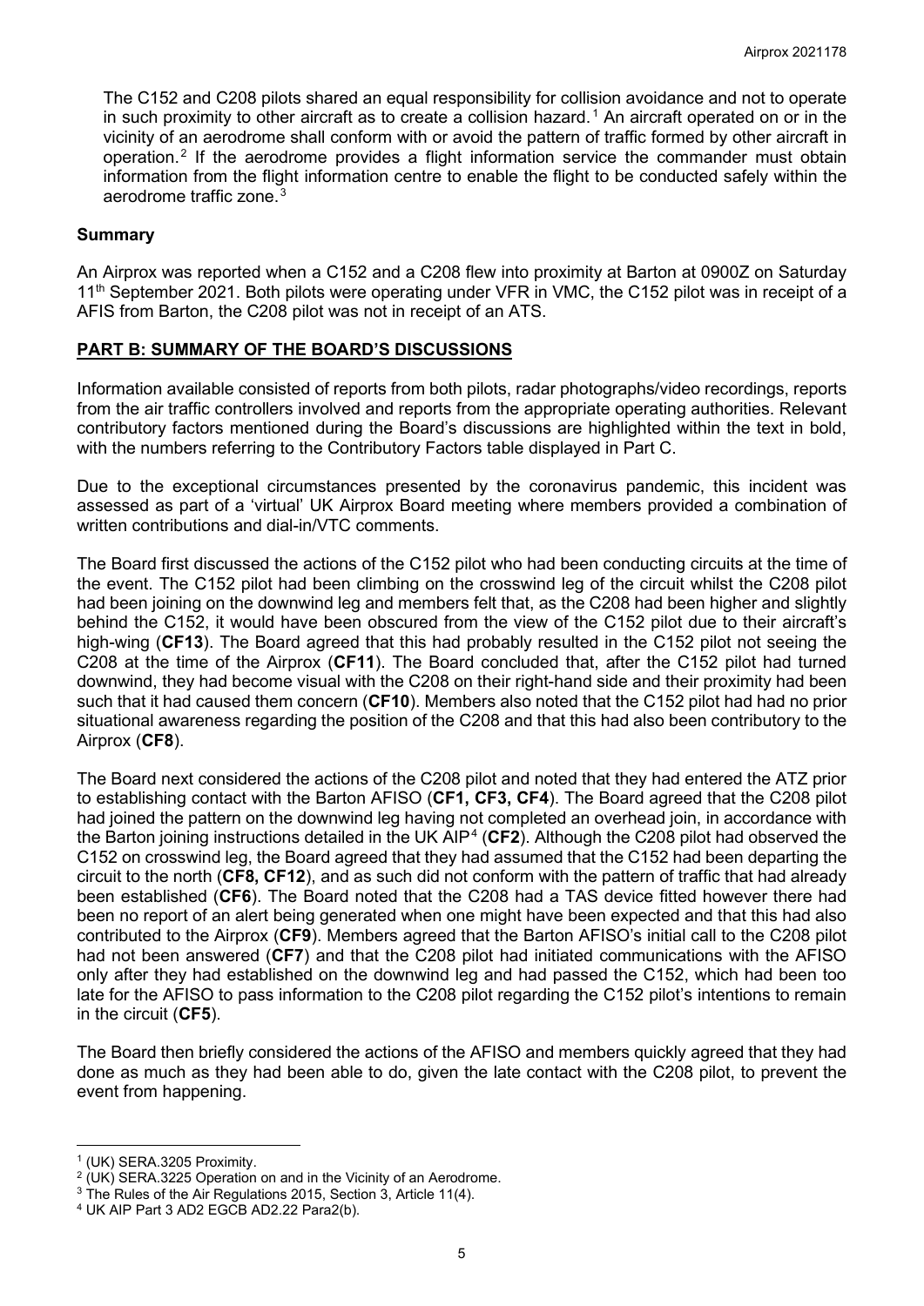The C152 and C208 pilots shared an equal responsibility for collision avoidance and not to operate in such proximity to other aircraft as to create a collision hazard.[1] An aircraft operated on or in the vicinity of an aerodrome shall conform with or avoid the pattern of traffic formed by other aircraft in operation.[2] If the aerodrome provides a flight information service the commander must obtain information from the flight information centre to enable the flight to be conducted safely within the aerodrome traffic zone.[3]

## Summary

An Airprox was reported when a C152 and a C208 flew into proximity at Barton at 0900Z on Saturday 11th September 2021. Both pilots were operating under VFR in VMC, the C152 pilot was in receipt of a AFIS from Barton, the C208 pilot was not in receipt of an ATS.

## PART B: SUMMARY OF THE BOARD'S DISCUSSIONS

Information available consisted of reports from both pilots, radar photographs/video recordings, reports from the air traffic controllers involved and reports from the appropriate operating authorities. Relevant contributory factors mentioned during the Board's discussions are highlighted within the text in bold, with the numbers referring to the Contributory Factors table displayed in Part C.

Due to the exceptional circumstances presented by the coronavirus pandemic, this incident was assessed as part of a 'virtual' UK Airprox Board meeting where members provided a combination of written contributions and dial-in/VTC comments.

The Board first discussed the actions of the C152 pilot who had been conducting circuits at the time of the event. The C152 pilot had been climbing on the crosswind leg of the circuit whilst the C208 pilot had been joining on the downwind leg and members felt that, as the C208 had been higher and slightly behind the C152, it would have been obscured from the view of the C152 pilot due to their aircraft's high-wing (**CF13**). The Board agreed that this had probably resulted in the C152 pilot not seeing the C208 at the time of the Airprox (**CF11**). The Board concluded that, after the C152 pilot had turned downwind, they had become visual with the C208 on their right-hand side and their proximity had been such that it had caused them concern (**CF10**). Members also noted that the C152 pilot had had no prior situational awareness regarding the position of the C208 and that this had also been contributory to the Airprox (**CF8**).

The Board next considered the actions of the C208 pilot and noted that they had entered the ATZ prior to establishing contact with the Barton AFISO (**CF1, CF3, CF4**). The Board agreed that the C208 pilot had joined the pattern on the downwind leg having not completed an overhead join, in accordance with the Barton joining instructions detailed in the UK AIP[4] (**CF2**). Although the C208 pilot had observed the C152 on crosswind leg, the Board agreed that they had assumed that the C152 had been departing the circuit to the north (**CF8, CF12**), and as such did not conform with the pattern of traffic that had already been established (**CF6**). The Board noted that the C208 had a TAS device fitted however there had been no report of an alert being generated when one might have been expected and that this had also contributed to the Airprox (**CF9**). Members agreed that the Barton AFISO's initial call to the C208 pilot had not been answered (**CF7**) and that the C208 pilot had initiated communications with the AFISO only after they had established on the downwind leg and had passed the C152, which had been too late for the AFISO to pass information to the C208 pilot regarding the C152 pilot's intentions to remain in the circuit (**CF5**).

The Board then briefly considered the actions of the AFISO and members quickly agreed that they had done as much as they had been able to do, given the late contact with the C208 pilot, to prevent the event from happening.

---

[1] (UK) SERA.3205 Proximity.

[2] (UK) SERA.3225 Operation on and in the Vicinity of an Aerodrome.

[3] The Rules of the Air Regulations 2015, Section 3, Article 11(4).

[4] UK AIP Part 3 AD2 EGCB AD2.22 Para2(b).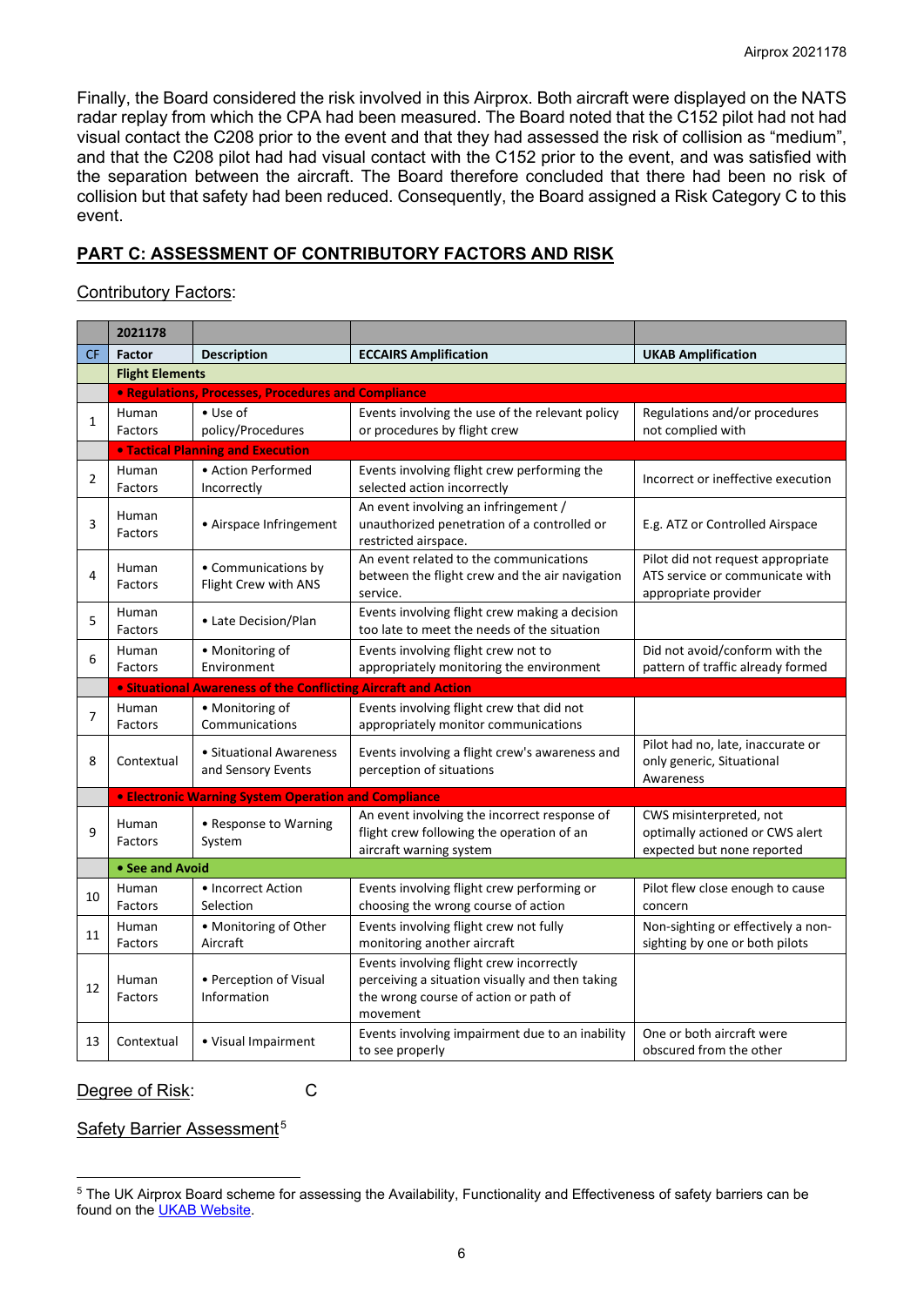Finally, the Board considered the risk involved in this Airprox. Both aircraft were displayed on the NATS radar replay from which the CPA had been measured. The Board noted that the C152 pilot had not had visual contact the C208 prior to the event and that they had assessed the risk of collision as "medium", and that the C208 pilot had had visual contact with the C152 prior to the event, and was satisfied with the separation between the aircraft. The Board therefore concluded that there had been no risk of collision but that safety had been reduced. Consequently, the Board assigned a Risk Category C to this event.

## PART C: ASSESSMENT OF CONTRIBUTORY FACTORS AND RISK

Contributory Factors:

| | 2021178 | | | |
|---|---|---|---|---|
| CF | Factor | Description | ECCAIRS Amplification | UKAB Amplification |
| | **Flight Elements** | | | |
| | **• Regulations, Processes, Procedures and Compliance** | | | |
| 1 | Human Factors | • Use of policy/Procedures | Events involving the use of the relevant policy or procedures by flight crew | Regulations and/or procedures not complied with |
| | **• Tactical Planning and Execution** | | | |
| 2 | Human Factors | • Action Performed Incorrectly | Events involving flight crew performing the selected action incorrectly | Incorrect or ineffective execution |
| 3 | Human Factors | • Airspace Infringement | An event involving an infringement / unauthorized penetration of a controlled or restricted airspace. | E.g. ATZ or Controlled Airspace |
| 4 | Human Factors | • Communications by Flight Crew with ANS | An event related to the communications between the flight crew and the air navigation service. | Pilot did not request appropriate ATS service or communicate with appropriate provider |
| 5 | Human Factors | • Late Decision/Plan | Events involving flight crew making a decision too late to meet the needs of the situation | |
| 6 | Human Factors | • Monitoring of Environment | Events involving flight crew not to appropriately monitoring the environment | Did not avoid/conform with the pattern of traffic already formed |
| | **• Situational Awareness of the Conflicting Aircraft and Action** | | | |
| 7 | Human Factors | • Monitoring of Communications | Events involving flight crew that did not appropriately monitor communications | |
| 8 | Contextual | • Situational Awareness and Sensory Events | Events involving a flight crew's awareness and perception of situations | Pilot had no, late, inaccurate or only generic, Situational Awareness |
| | **• Electronic Warning System Operation and Compliance** | | | |
| 9 | Human Factors | • Response to Warning System | An event involving the incorrect response of flight crew following the operation of an aircraft warning system | CWS misinterpreted, not optimally actioned or CWS alert expected but none reported |
| | **• See and Avoid** | | | |
| 10 | Human Factors | • Incorrect Action Selection | Events involving flight crew performing or choosing the wrong course of action | Pilot flew close enough to cause concern |
| 11 | Human Factors | • Monitoring of Other Aircraft | Events involving flight crew not fully monitoring another aircraft | Non-sighting or effectively a non-sighting by one or both pilots |
| 12 | Human Factors | • Perception of Visual Information | Events involving flight crew incorrectly perceiving a situation visually and then taking the wrong course of action or path of movement | |
| 13 | Contextual | • Visual Impairment | Events involving impairment due to an inability to see properly | One or both aircraft were obscured from the other |

Degree of Risk: C

Safety Barrier Assessment[5]

[5] The UK Airprox Board scheme for assessing the Availability, Functionality and Effectiveness of safety barriers can be found on the UKAB Website.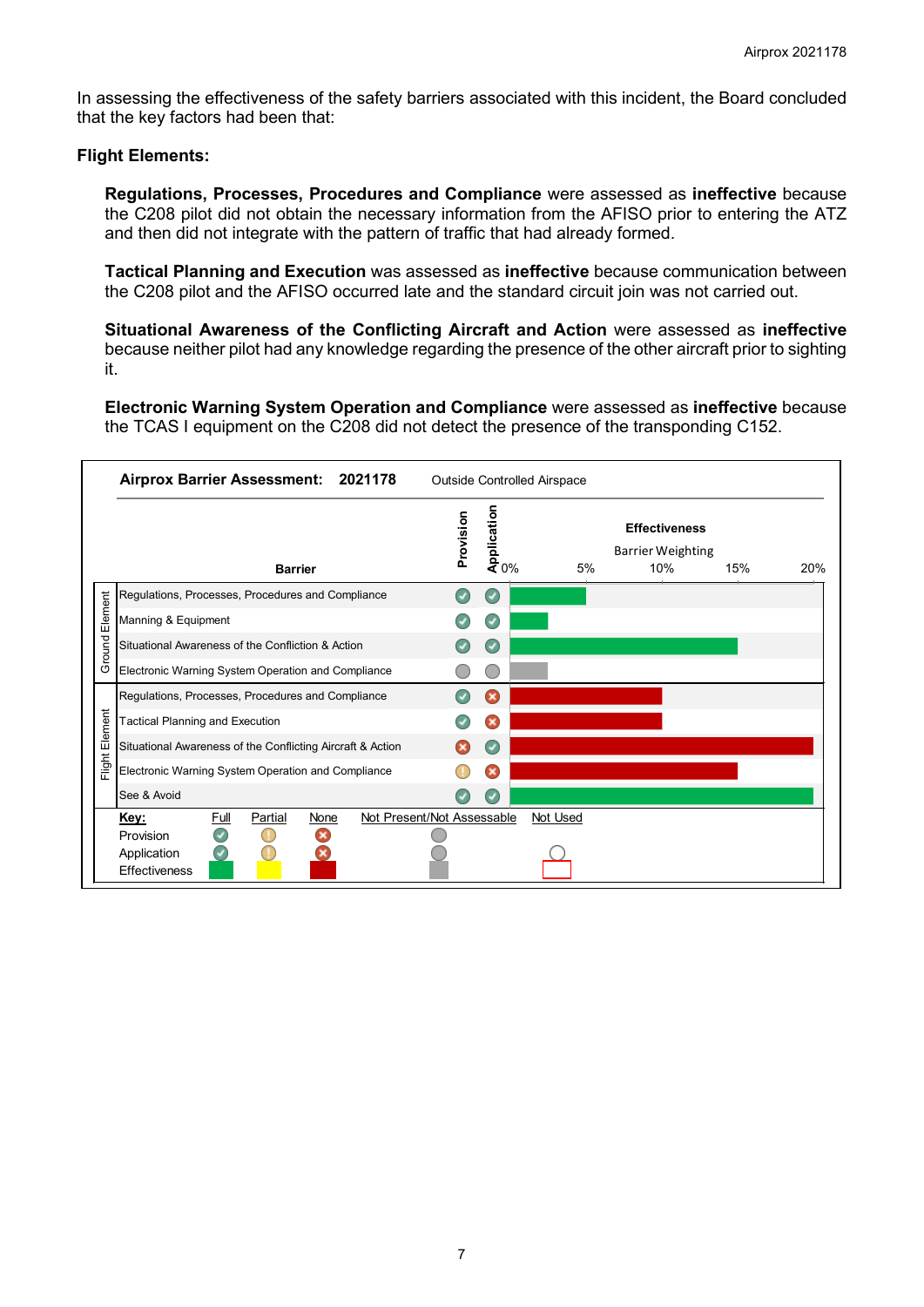In assessing the effectiveness of the safety barriers associated with this incident, the Board concluded that the key factors had been that:

**Flight Elements:**

**Regulations, Processes, Procedures and Compliance** were assessed as **ineffective** because the C208 pilot did not obtain the necessary information from the AFISO prior to entering the ATZ and then did not integrate with the pattern of traffic that had already formed.

**Tactical Planning and Execution** was assessed as **ineffective** because communication between the C208 pilot and the AFISO occurred late and the standard circuit join was not carried out.

**Situational Awareness of the Conflicting Aircraft and Action** were assessed as **ineffective** because neither pilot had any knowledge regarding the presence of the other aircraft prior to sighting it.

**Electronic Warning System Operation and Compliance** were assessed as **ineffective** because the TCAS I equipment on the C208 did not detect the presence of the transponding C152.

**Airprox Barrier Assessment: 2021178**

Outside Controlled Airspace

Barrier

Provision

Application

Effectiveness

Barrier Weighting

0%
5%
10%
15%
20%

Ground Element

Regulations, Processes, Procedures and Compliance

Manning & Equipment

Situational Awareness of the Confliction & Action

Electronic Warning System Operation and Compliance

Flight Element

Regulations, Processes, Procedures and Compliance

Tactical Planning and Execution

Situational Awareness of the Conflicting Aircraft & Action

Electronic Warning System Operation and Compliance

See & Avoid

Key: Full, Partial, None, Not Present/Not Assessable, Not Used

Provision

Application

Effectiveness